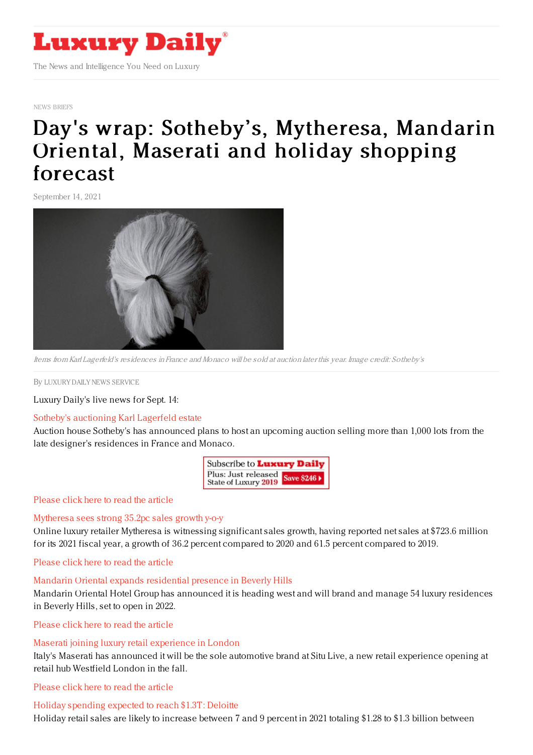# Luxury Daily

The News and Intelligence You Need on Luxury

NEWS BRIEFS

# Day's wrap: Sotheby's, Mytheresa, Mandarin Oriental, Maserati and holiday shopping forecast

September 14, 2021

*Items from Karl Lagerfeld's residences in France and Monaco will be sold at auction later this year. Image credit: Sotheby's*

By LUXURY DAILY NEWS SERVICE

Luxury Daily's live news for Sept. 14:

## Sotheby's auctioning Karl Lagerfeld estate

Auction house Sotheby's has announced plans to host an upcoming auction selling more than 1,000 lots from the late designer's residences in France and Monaco.

Subscribe to Luxury Daily
Plus: Just released State of Luxury 2019
Save $246

Please click here to read the article

## Mytheresa sees strong 35.2pc sales growth y-o-y

Online luxury retailer Mytheresa is witnessing significant sales growth, having reported net sales at $723.6 million for its 2021 fiscal year, a growth of 36.2 percent compared to 2020 and 61.5 percent compared to 2019.

Please click here to read the article

## Mandarin Oriental expands residential presence in Beverly Hills

Mandarin Oriental Hotel Group has announced it is heading west and will brand and manage 54 luxury residences in Beverly Hills, set to open in 2022.

Please click here to read the article

## Maserati joining luxury retail experience in London

Italy's Maserati has announced it will be the sole automotive brand at Situ Live, a new retail experience opening at retail hub Westfield London in the fall.

Please click here to read the article

## Holiday spending expected to reach $1.3T: Deloitte

Holiday retail sales are likely to increase between 7 and 9 percent in 2021 totaling $1.28 to $1.3 billion between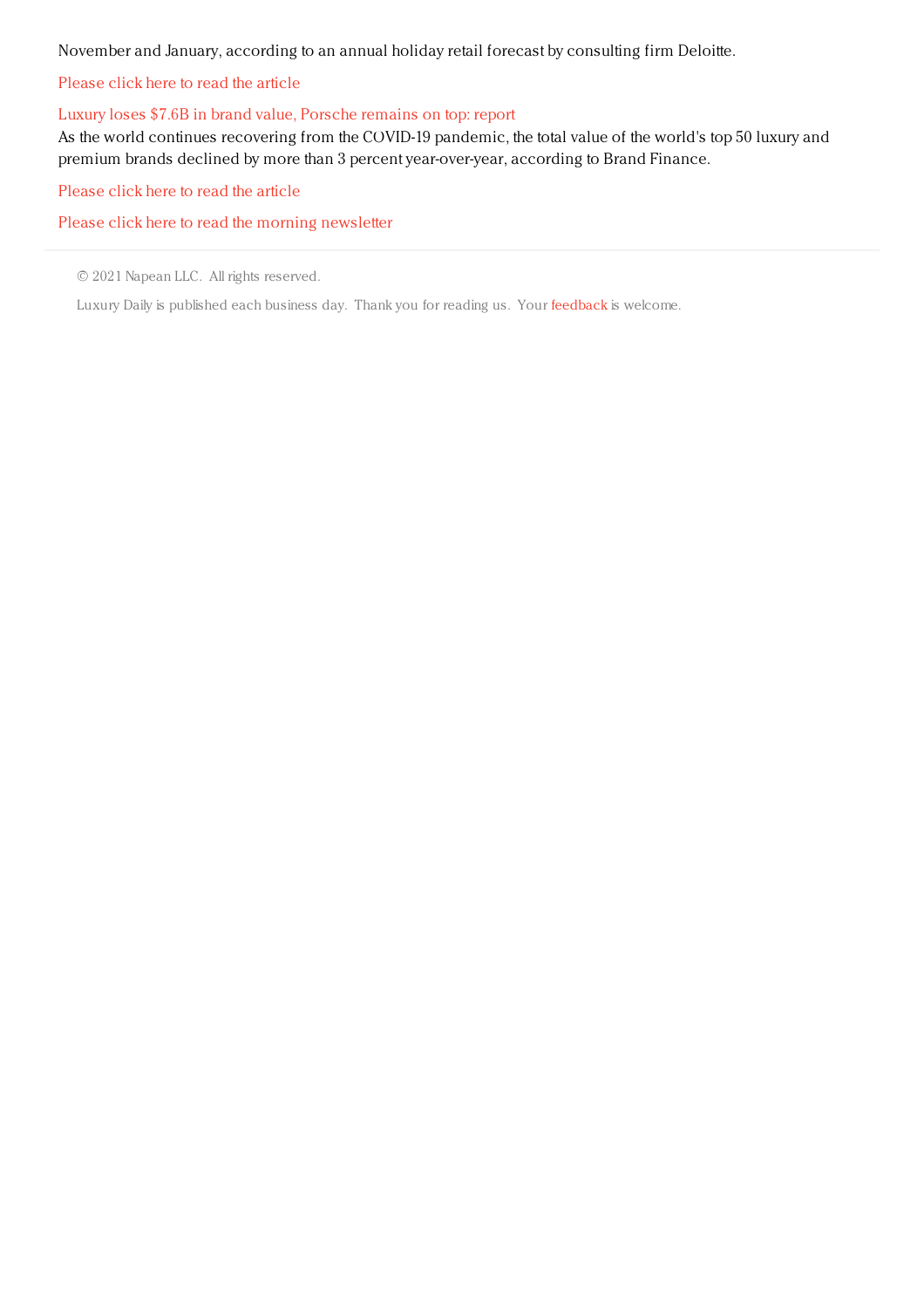November and January, according to an annual holiday retail forecast by consulting firm Deloitte.

Please click here to read the article

Luxury loses $7.6B in brand value, Porsche remains on top: report

As the world continues recovering from the COVID-19 pandemic, the total value of the world's top 50 luxury and premium brands declined by more than 3 percent year-over-year, according to Brand Finance.

Please click here to read the article

Please click here to read the morning newsletter

---

© 2021 Napean LLC. All rights reserved.

Luxury Daily is published each business day. Thank you for reading us. Your feedback is welcome.